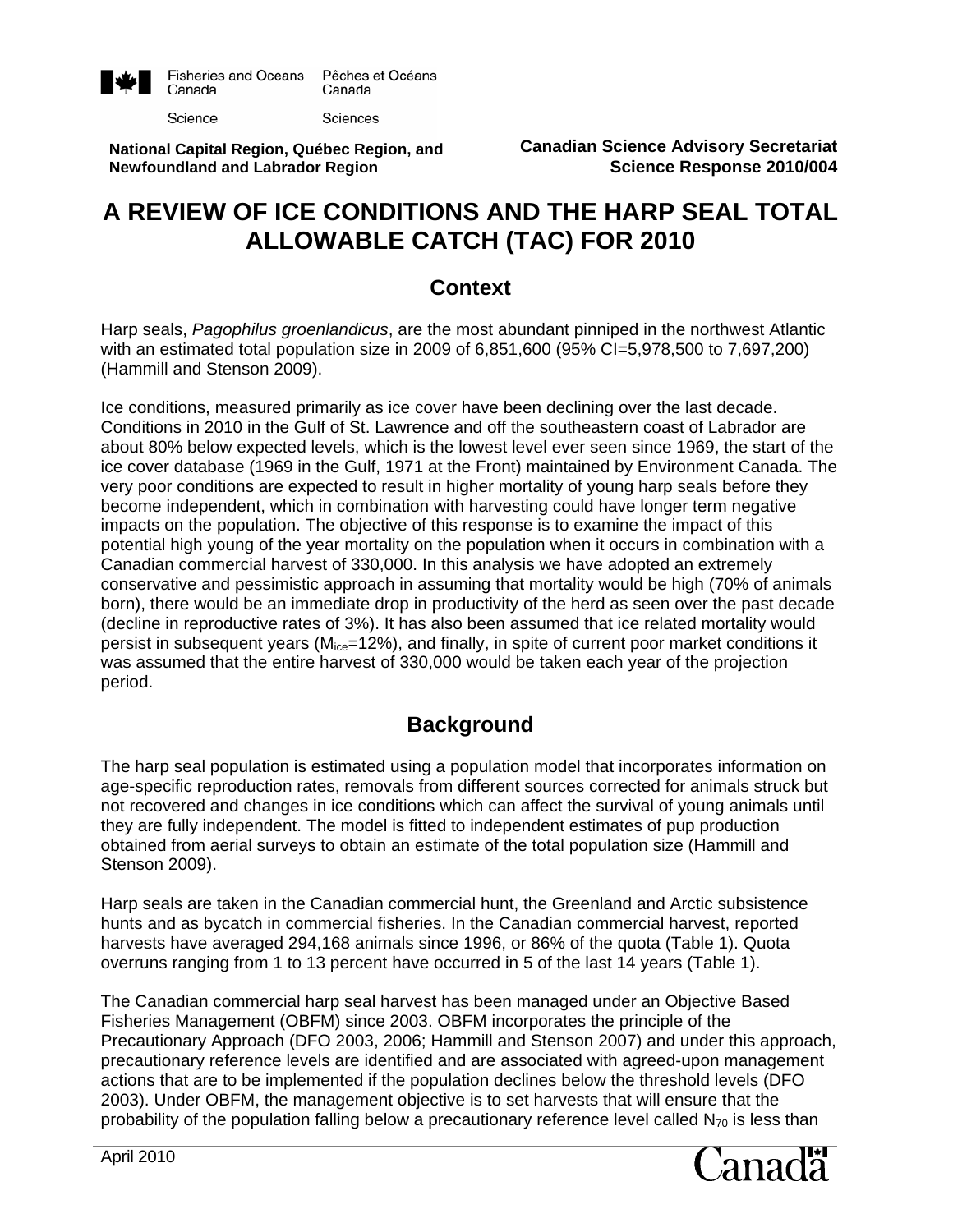Fisheries and Oceans Canada / Pêches et Océans Canada

Science / Sciences

**National Capital Region, Québec Region, and Newfoundland and Labrador Region**

**Canadian Science Advisory Secretariat**
**Science Response 2010/004**

# A REVIEW OF ICE CONDITIONS AND THE HARP SEAL TOTAL ALLOWABLE CATCH (TAC) FOR 2010

## Context

Harp seals, *Pagophilus groenlandicus*, are the most abundant pinniped in the northwest Atlantic with an estimated total population size in 2009 of 6,851,600 (95% CI=5,978,500 to 7,697,200) (Hammill and Stenson 2009).

Ice conditions, measured primarily as ice cover have been declining over the last decade. Conditions in 2010 in the Gulf of St. Lawrence and off the southeastern coast of Labrador are about 80% below expected levels, which is the lowest level ever seen since 1969, the start of the ice cover database (1969 in the Gulf, 1971 at the Front) maintained by Environment Canada. The very poor conditions are expected to result in higher mortality of young harp seals before they become independent, which in combination with harvesting could have longer term negative impacts on the population. The objective of this response is to examine the impact of this potential high young of the year mortality on the population when it occurs in combination with a Canadian commercial harvest of 330,000. In this analysis we have adopted an extremely conservative and pessimistic approach in assuming that mortality would be high (70% of animals born), there would be an immediate drop in productivity of the herd as seen over the past decade (decline in reproductive rates of 3%). It has also been assumed that ice related mortality would persist in subsequent years ($M_{ice}$=12%), and finally, in spite of current poor market conditions it was assumed that the entire harvest of 330,000 would be taken each year of the projection period.

## Background

The harp seal population is estimated using a population model that incorporates information on age-specific reproduction rates, removals from different sources corrected for animals struck but not recovered and changes in ice conditions which can affect the survival of young animals until they are fully independent. The model is fitted to independent estimates of pup production obtained from aerial surveys to obtain an estimate of the total population size (Hammill and Stenson 2009).

Harp seals are taken in the Canadian commercial hunt, the Greenland and Arctic subsistence hunts and as bycatch in commercial fisheries. In the Canadian commercial harvest, reported harvests have averaged 294,168 animals since 1996, or 86% of the quota (Table 1). Quota overruns ranging from 1 to 13 percent have occurred in 5 of the last 14 years (Table 1).

The Canadian commercial harp seal harvest has been managed under an Objective Based Fisheries Management (OBFM) since 2003. OBFM incorporates the principle of the Precautionary Approach (DFO 2003, 2006; Hammill and Stenson 2007) and under this approach, precautionary reference levels are identified and are associated with agreed-upon management actions that are to be implemented if the population declines below the threshold levels (DFO 2003). Under OBFM, the management objective is to set harvests that will ensure that the probability of the population falling below a precautionary reference level called $N_{70}$ is less than

April 2010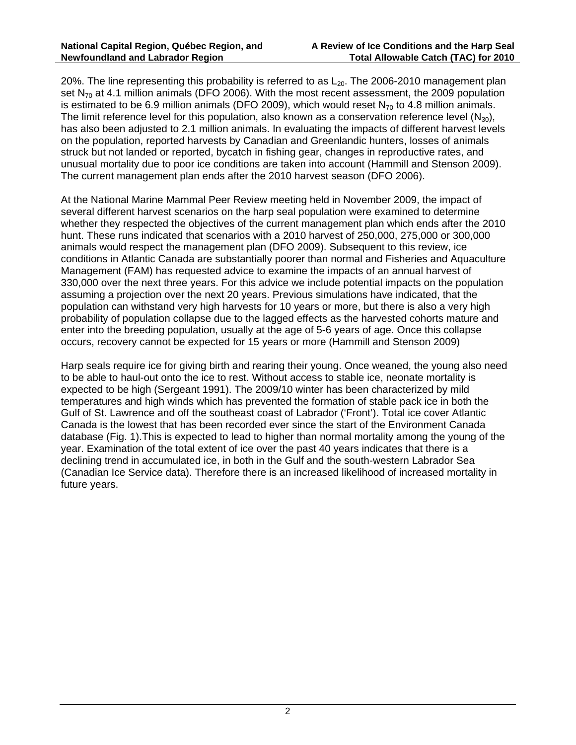20%. The line representing this probability is referred to as $L_{20}$. The 2006-2010 management plan set $N_{70}$ at 4.1 million animals (DFO 2006). With the most recent assessment, the 2009 population is estimated to be 6.9 million animals (DFO 2009), which would reset $N_{70}$ to 4.8 million animals. The limit reference level for this population, also known as a conservation reference level ($N_{30}$), has also been adjusted to 2.1 million animals. In evaluating the impacts of different harvest levels on the population, reported harvests by Canadian and Greenlandic hunters, losses of animals struck but not landed or reported, bycatch in fishing gear, changes in reproductive rates, and unusual mortality due to poor ice conditions are taken into account (Hammill and Stenson 2009). The current management plan ends after the 2010 harvest season (DFO 2006).

At the National Marine Mammal Peer Review meeting held in November 2009, the impact of several different harvest scenarios on the harp seal population were examined to determine whether they respected the objectives of the current management plan which ends after the 2010 hunt. These runs indicated that scenarios with a 2010 harvest of 250,000, 275,000 or 300,000 animals would respect the management plan (DFO 2009). Subsequent to this review, ice conditions in Atlantic Canada are substantially poorer than normal and Fisheries and Aquaculture Management (FAM) has requested advice to examine the impacts of an annual harvest of 330,000 over the next three years. For this advice we include potential impacts on the population assuming a projection over the next 20 years. Previous simulations have indicated, that the population can withstand very high harvests for 10 years or more, but there is also a very high probability of population collapse due to the lagged effects as the harvested cohorts mature and enter into the breeding population, usually at the age of 5-6 years of age. Once this collapse occurs, recovery cannot be expected for 15 years or more (Hammill and Stenson 2009)

Harp seals require ice for giving birth and rearing their young. Once weaned, the young also need to be able to haul-out onto the ice to rest. Without access to stable ice, neonate mortality is expected to be high (Sergeant 1991). The 2009/10 winter has been characterized by mild temperatures and high winds which has prevented the formation of stable pack ice in both the Gulf of St. Lawrence and off the southeast coast of Labrador ('Front'). Total ice cover Atlantic Canada is the lowest that has been recorded ever since the start of the Environment Canada database (Fig. 1).This is expected to lead to higher than normal mortality among the young of the year. Examination of the total extent of ice over the past 40 years indicates that there is a declining trend in accumulated ice, in both in the Gulf and the south-western Labrador Sea (Canadian Ice Service data). Therefore there is an increased likelihood of increased mortality in future years.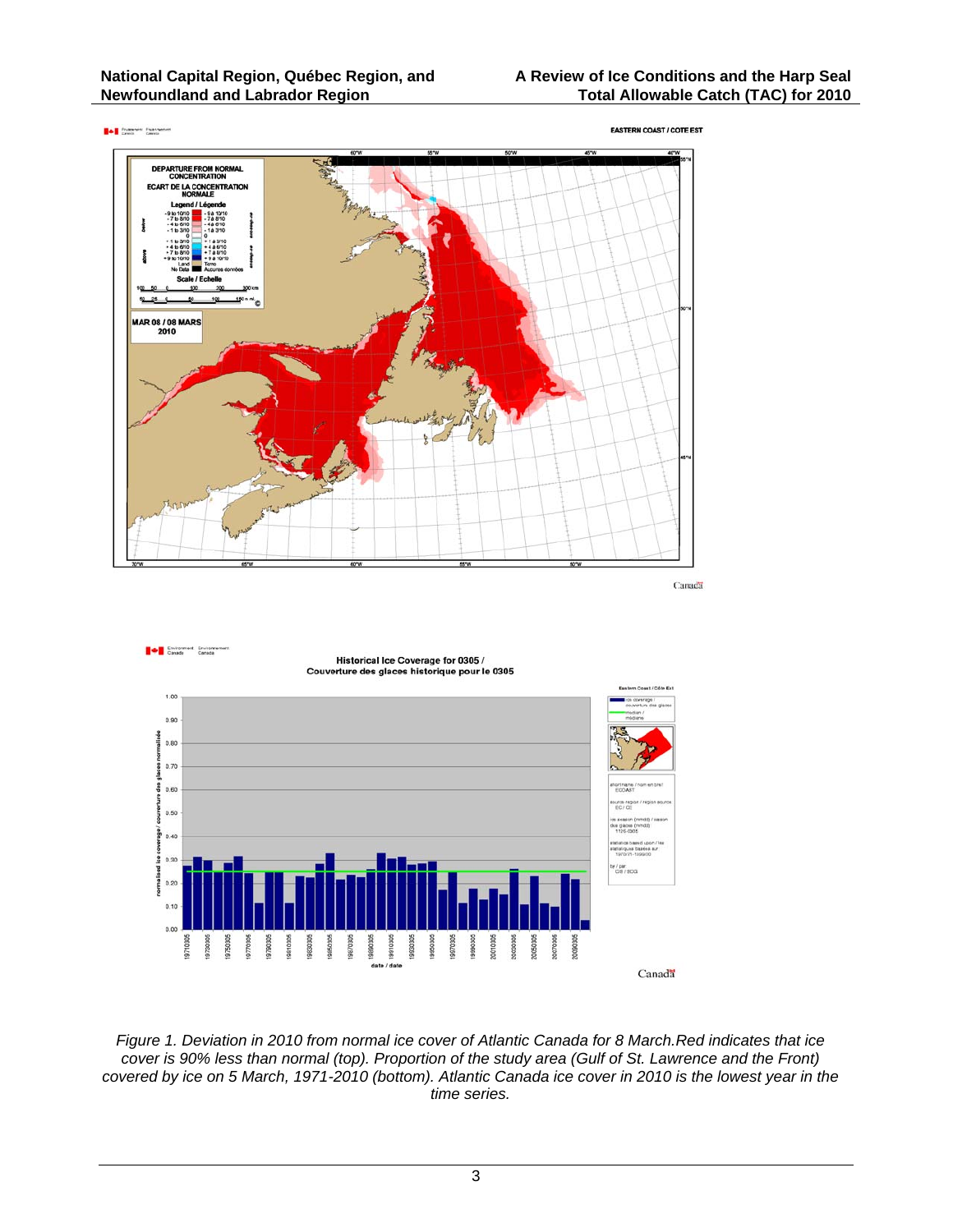*Figure 1. Deviation in 2010 from normal ice cover of Atlantic Canada for 8 March.Red indicates that ice cover is 90% less than normal (top). Proportion of the study area (Gulf of St. Lawrence and the Front) covered by ice on 5 March, 1971-2010 (bottom). Atlantic Canada ice cover in 2010 is the lowest year in the time series.*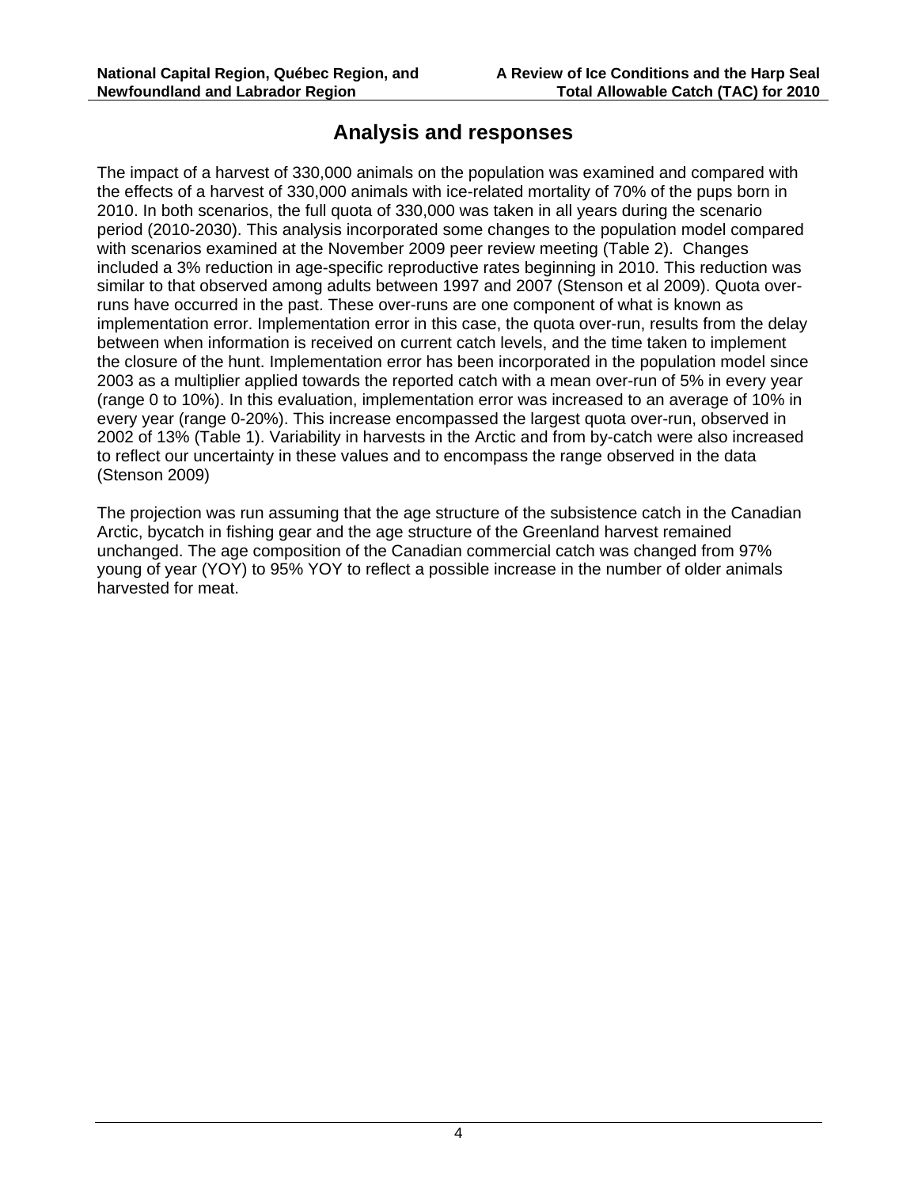## Analysis and responses

The impact of a harvest of 330,000 animals on the population was examined and compared with the effects of a harvest of 330,000 animals with ice-related mortality of 70% of the pups born in 2010. In both scenarios, the full quota of 330,000 was taken in all years during the scenario period (2010-2030). This analysis incorporated some changes to the population model compared with scenarios examined at the November 2009 peer review meeting (Table 2). Changes included a 3% reduction in age-specific reproductive rates beginning in 2010. This reduction was similar to that observed among adults between 1997 and 2007 (Stenson et al 2009). Quota over-runs have occurred in the past. These over-runs are one component of what is known as implementation error. Implementation error in this case, the quota over-run, results from the delay between when information is received on current catch levels, and the time taken to implement the closure of the hunt. Implementation error has been incorporated in the population model since 2003 as a multiplier applied towards the reported catch with a mean over-run of 5% in every year (range 0 to 10%). In this evaluation, implementation error was increased to an average of 10% in every year (range 0-20%). This increase encompassed the largest quota over-run, observed in 2002 of 13% (Table 1). Variability in harvests in the Arctic and from by-catch were also increased to reflect our uncertainty in these values and to encompass the range observed in the data (Stenson 2009)

The projection was run assuming that the age structure of the subsistence catch in the Canadian Arctic, bycatch in fishing gear and the age structure of the Greenland harvest remained unchanged. The age composition of the Canadian commercial catch was changed from 97% young of year (YOY) to 95% YOY to reflect a possible increase in the number of older animals harvested for meat.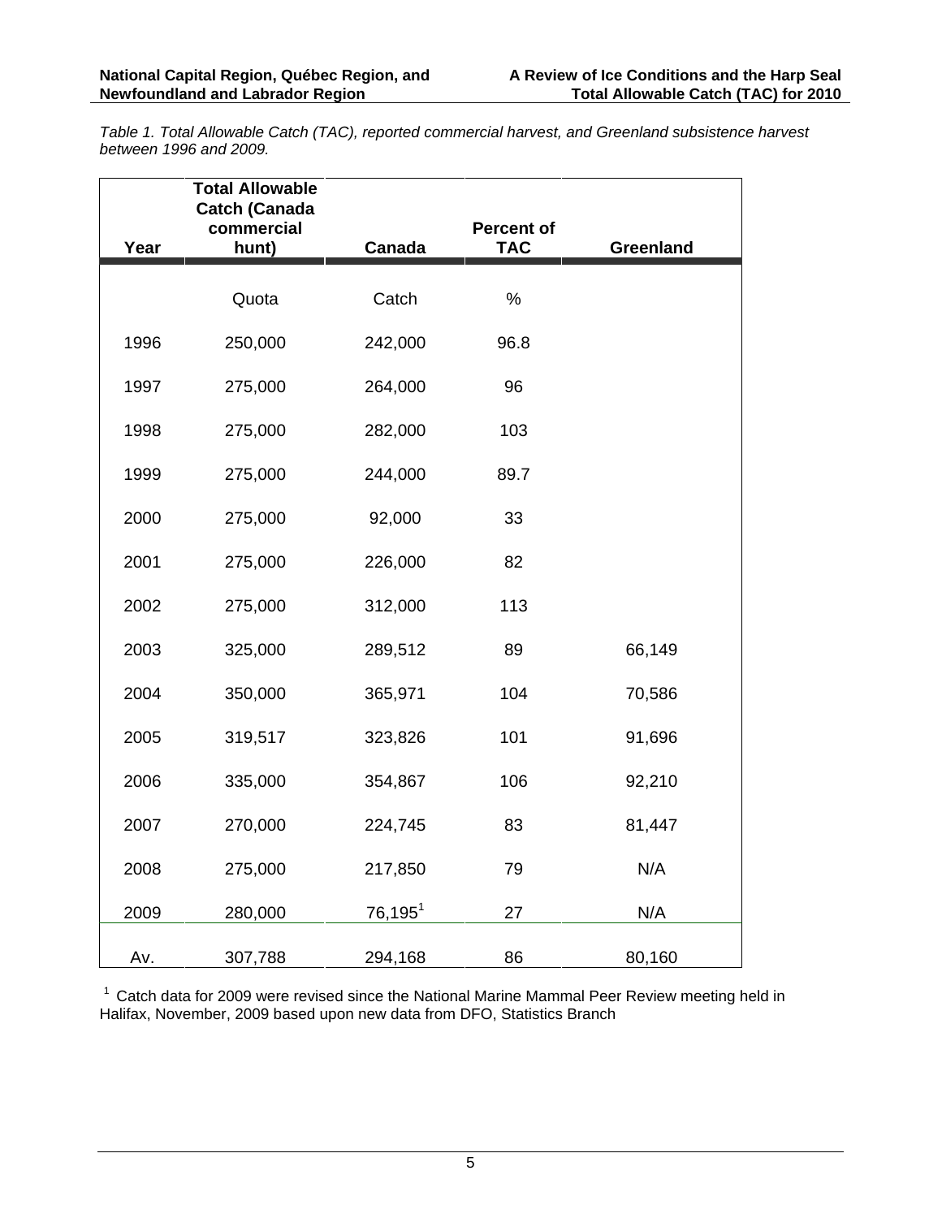*Table 1. Total Allowable Catch (TAC), reported commercial harvest, and Greenland subsistence harvest between 1996 and 2009.*

| Year | Total Allowable Catch (Canada commercial hunt) | Canada | Percent of TAC | Greenland |
|---|---|---|---|---|
| | Quota | Catch | % | |
| 1996 | 250,000 | 242,000 | 96.8 | |
| 1997 | 275,000 | 264,000 | 96 | |
| 1998 | 275,000 | 282,000 | 103 | |
| 1999 | 275,000 | 244,000 | 89.7 | |
| 2000 | 275,000 | 92,000 | 33 | |
| 2001 | 275,000 | 226,000 | 82 | |
| 2002 | 275,000 | 312,000 | 113 | |
| 2003 | 325,000 | 289,512 | 89 | 66,149 |
| 2004 | 350,000 | 365,971 | 104 | 70,586 |
| 2005 | 319,517 | 323,826 | 101 | 91,696 |
| 2006 | 335,000 | 354,867 | 106 | 92,210 |
| 2007 | 270,000 | 224,745 | 83 | 81,447 |
| 2008 | 275,000 | 217,850 | 79 | N/A |
| 2009 | 280,000 | 76,195[1] | 27 | N/A |
| Av. | 307,788 | 294,168 | 86 | 80,160 |

[1] Catch data for 2009 were revised since the National Marine Mammal Peer Review meeting held in Halifax, November, 2009 based upon new data from DFO, Statistics Branch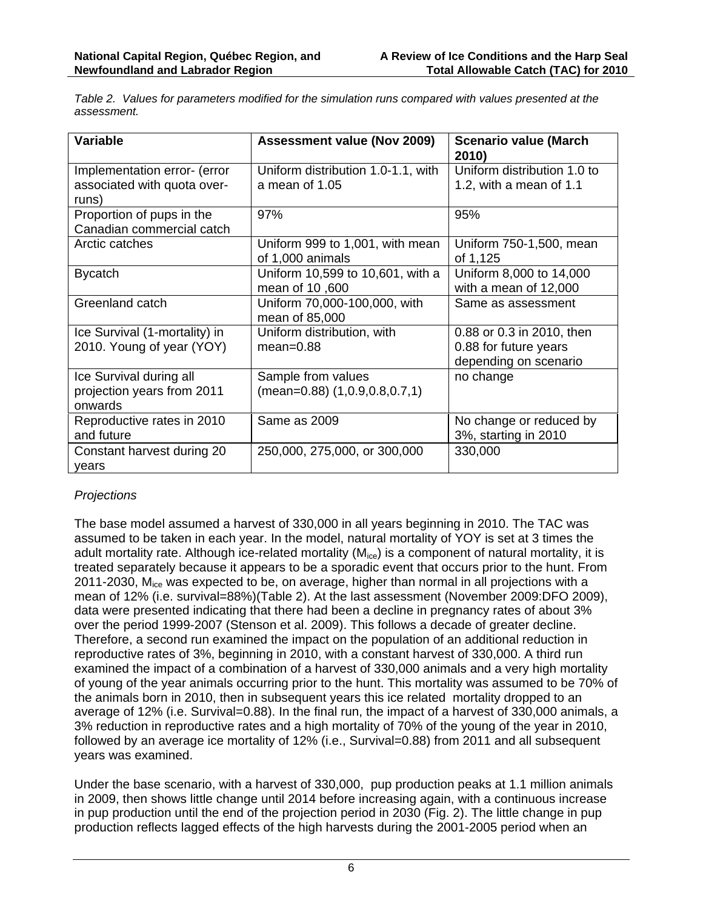*Table 2. Values for parameters modified for the simulation runs compared with values presented at the assessment.*

| Variable | Assessment value (Nov 2009) | Scenario value (March 2010) |
|---|---|---|
| Implementation error- (error associated with quota over-runs) | Uniform distribution 1.0-1.1, with a mean of 1.05 | Uniform distribution 1.0 to 1.2, with a mean of 1.1 |
| Proportion of pups in the Canadian commercial catch | 97% | 95% |
| Arctic catches | Uniform 999 to 1,001, with mean of 1,000 animals | Uniform 750-1,500, mean of 1,125 |
| Bycatch | Uniform 10,599 to 10,601, with a mean of 10 ,600 | Uniform 8,000 to 14,000 with a mean of 12,000 |
| Greenland catch | Uniform 70,000-100,000, with mean of 85,000 | Same as assessment |
| Ice Survival (1-mortality) in 2010. Young of year (YOY) | Uniform distribution, with mean=0.88 | 0.88 or 0.3 in 2010, then 0.88 for future years depending on scenario |
| Ice Survival during all projection years from 2011 onwards | Sample from values (mean=0.88) (1,0.9,0.8,0.7,1) | no change |
| Reproductive rates in 2010 and future | Same as 2009 | No change or reduced by 3%, starting in 2010 |
| Constant harvest during 20 years | 250,000, 275,000, or 300,000 | 330,000 |

*Projections*

The base model assumed a harvest of 330,000 in all years beginning in 2010. The TAC was assumed to be taken in each year. In the model, natural mortality of YOY is set at 3 times the adult mortality rate. Although ice-related mortality ($M_{ice}$) is a component of natural mortality, it is treated separately because it appears to be a sporadic event that occurs prior to the hunt. From 2011-2030, $M_{ice}$ was expected to be, on average, higher than normal in all projections with a mean of 12% (i.e. survival=88%)(Table 2). At the last assessment (November 2009:DFO 2009), data were presented indicating that there had been a decline in pregnancy rates of about 3% over the period 1999-2007 (Stenson et al. 2009). This follows a decade of greater decline. Therefore, a second run examined the impact on the population of an additional reduction in reproductive rates of 3%, beginning in 2010, with a constant harvest of 330,000. A third run examined the impact of a combination of a harvest of 330,000 animals and a very high mortality of young of the year animals occurring prior to the hunt. This mortality was assumed to be 70% of the animals born in 2010, then in subsequent years this ice related mortality dropped to an average of 12% (i.e. Survival=0.88). In the final run, the impact of a harvest of 330,000 animals, a 3% reduction in reproductive rates and a high mortality of 70% of the young of the year in 2010, followed by an average ice mortality of 12% (i.e., Survival=0.88) from 2011 and all subsequent years was examined.

Under the base scenario, with a harvest of 330,000, pup production peaks at 1.1 million animals in 2009, then shows little change until 2014 before increasing again, with a continuous increase in pup production until the end of the projection period in 2030 (Fig. 2). The little change in pup production reflects lagged effects of the high harvests during the 2001-2005 period when an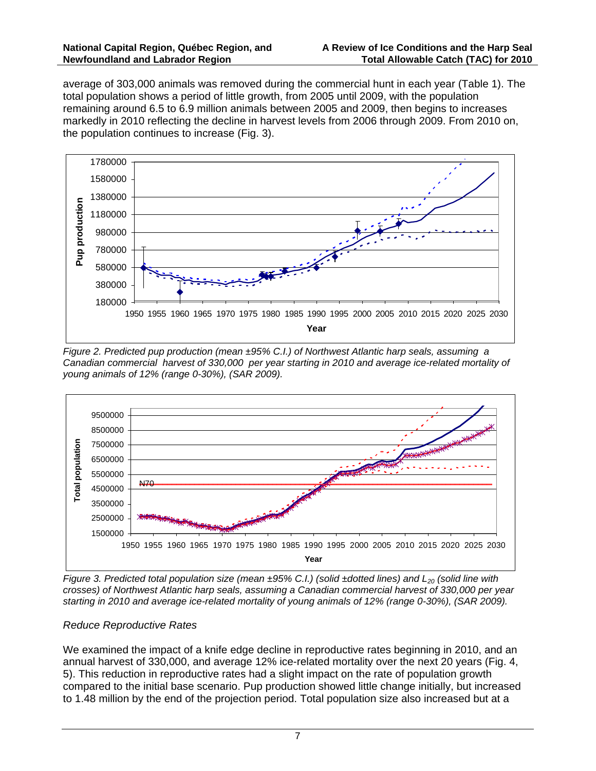average of 303,000 animals was removed during the commercial hunt in each year (Table 1). The total population shows a period of little growth, from 2005 until 2009, with the population remaining around 6.5 to 6.9 million animals between 2005 and 2009, then begins to increases markedly in 2010 reflecting the decline in harvest levels from 2006 through 2009. From 2010 on, the population continues to increase (Fig. 3).

*Figure 2. Predicted pup production (mean ±95% C.I.) of Northwest Atlantic harp seals, assuming a Canadian commercial harvest of 330,000 per year starting in 2010 and average ice-related mortality of young animals of 12% (range 0-30%), (SAR 2009).*

*Figure 3. Predicted total population size (mean ±95% C.I.) (solid ±dotted lines) and $L_{20}$ (solid line with crosses) of Northwest Atlantic harp seals, assuming a Canadian commercial harvest of 330,000 per year starting in 2010 and average ice-related mortality of young animals of 12% (range 0-30%), (SAR 2009).*

*Reduce Reproductive Rates*

We examined the impact of a knife edge decline in reproductive rates beginning in 2010, and an annual harvest of 330,000, and average 12% ice-related mortality over the next 20 years (Fig. 4, 5). This reduction in reproductive rates had a slight impact on the rate of population growth compared to the initial base scenario. Pup production showed little change initially, but increased to 1.48 million by the end of the projection period. Total population size also increased but at a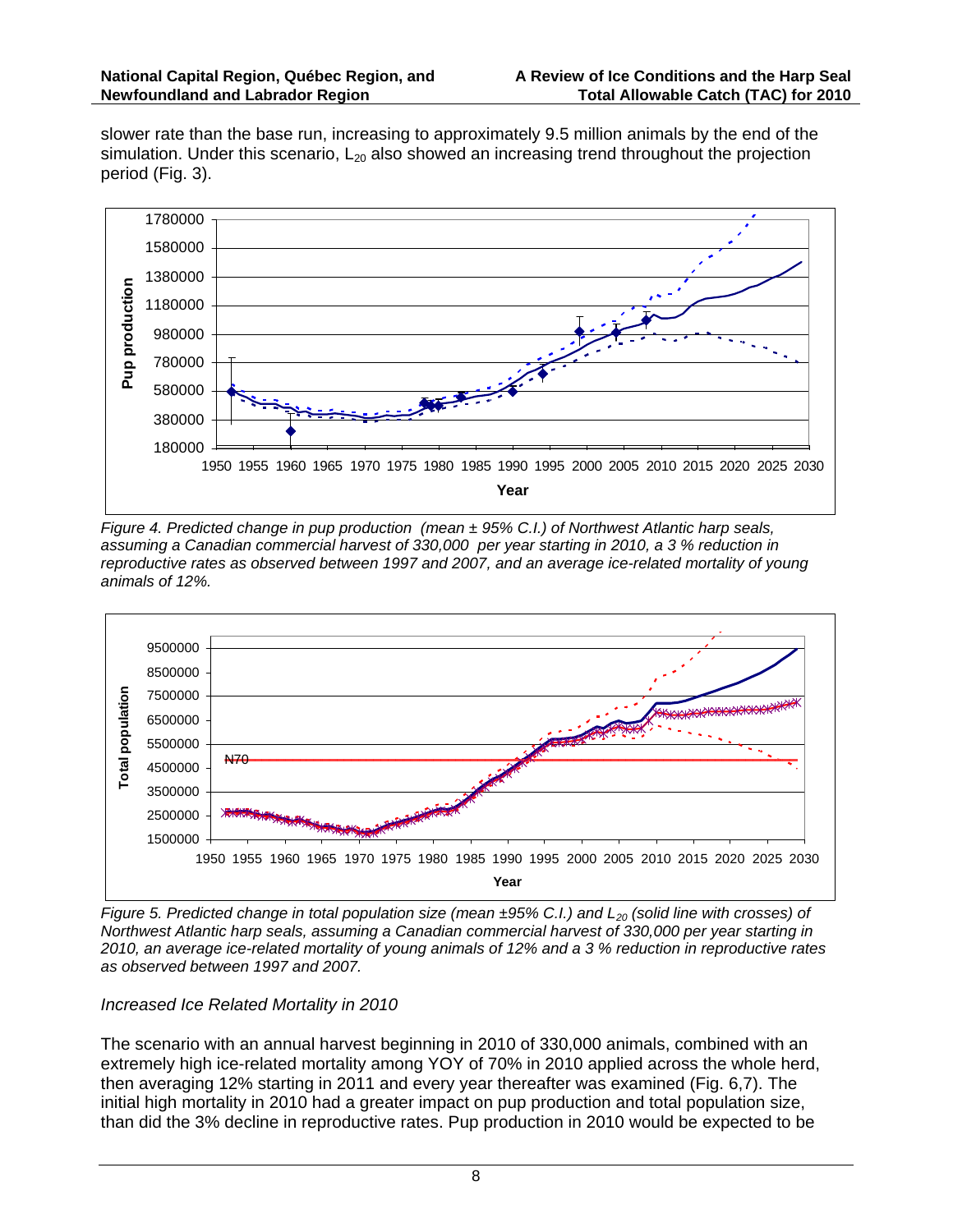slower rate than the base run, increasing to approximately 9.5 million animals by the end of the simulation. Under this scenario, $L_{20}$ also showed an increasing trend throughout the projection period (Fig. 3).

*Figure 4. Predicted change in pup production (mean ± 95% C.I.) of Northwest Atlantic harp seals, assuming a Canadian commercial harvest of 330,000 per year starting in 2010, a 3 % reduction in reproductive rates as observed between 1997 and 2007, and an average ice-related mortality of young animals of 12%.*

*Figure 5. Predicted change in total population size (mean ±95% C.I.) and $L_{20}$ (solid line with crosses) of Northwest Atlantic harp seals, assuming a Canadian commercial harvest of 330,000 per year starting in 2010, an average ice-related mortality of young animals of 12% and a 3 % reduction in reproductive rates as observed between 1997 and 2007.*

*Increased Ice Related Mortality in 2010*

The scenario with an annual harvest beginning in 2010 of 330,000 animals, combined with an extremely high ice-related mortality among YOY of 70% in 2010 applied across the whole herd, then averaging 12% starting in 2011 and every year thereafter was examined (Fig. 6,7). The initial high mortality in 2010 had a greater impact on pup production and total population size, than did the 3% decline in reproductive rates. Pup production in 2010 would be expected to be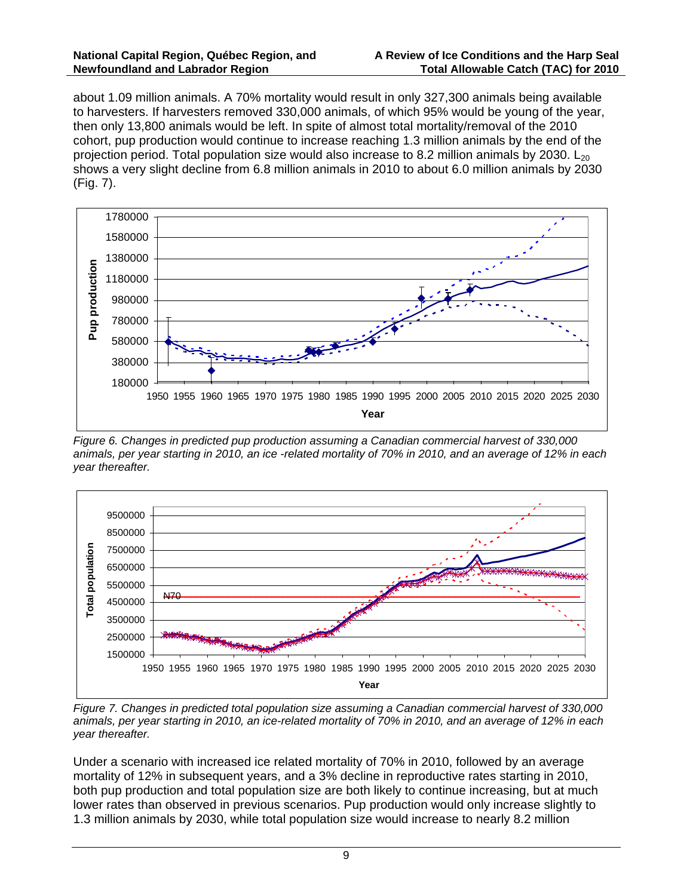about 1.09 million animals. A 70% mortality would result in only 327,300 animals being available to harvesters. If harvesters removed 330,000 animals, of which 95% would be young of the year, then only 13,800 animals would be left. In spite of almost total mortality/removal of the 2010 cohort, pup production would continue to increase reaching 1.3 million animals by the end of the projection period. Total population size would also increase to 8.2 million animals by 2030. $L_{20}$ shows a very slight decline from 6.8 million animals in 2010 to about 6.0 million animals by 2030 (Fig. 7).

*Figure 6. Changes in predicted pup production assuming a Canadian commercial harvest of 330,000 animals, per year starting in 2010, an ice -related mortality of 70% in 2010, and an average of 12% in each year thereafter.*

*Figure 7. Changes in predicted total population size assuming a Canadian commercial harvest of 330,000 animals, per year starting in 2010, an ice-related mortality of 70% in 2010, and an average of 12% in each year thereafter.*

Under a scenario with increased ice related mortality of 70% in 2010, followed by an average mortality of 12% in subsequent years, and a 3% decline in reproductive rates starting in 2010, both pup production and total population size are both likely to continue increasing, but at much lower rates than observed in previous scenarios. Pup production would only increase slightly to 1.3 million animals by 2030, while total population size would increase to nearly 8.2 million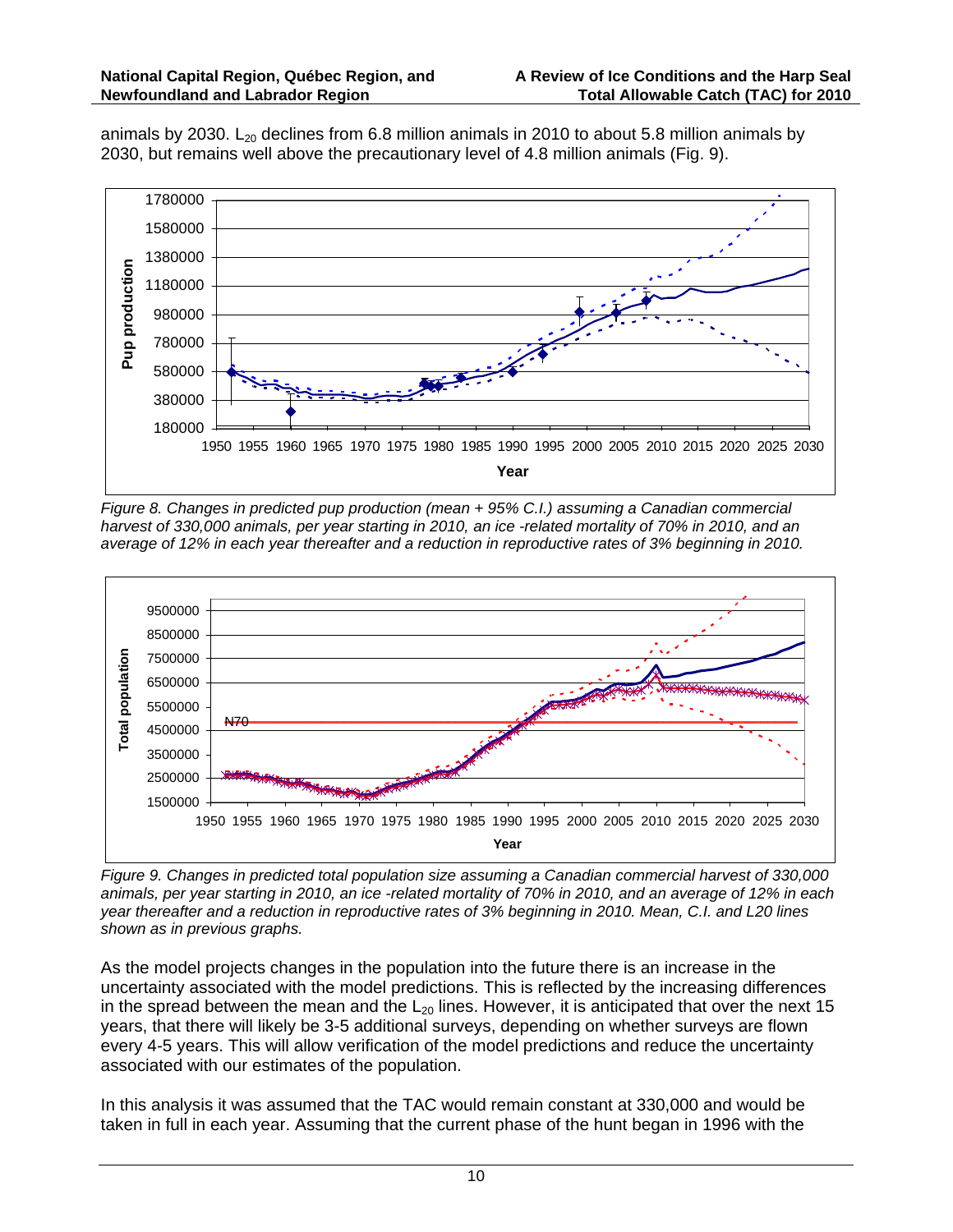animals by 2030. $L_{20}$ declines from 6.8 million animals in 2010 to about 5.8 million animals by 2030, but remains well above the precautionary level of 4.8 million animals (Fig. 9).

*Figure 8. Changes in predicted pup production (mean + 95% C.I.) assuming a Canadian commercial harvest of 330,000 animals, per year starting in 2010, an ice -related mortality of 70% in 2010, and an average of 12% in each year thereafter and a reduction in reproductive rates of 3% beginning in 2010.*

*Figure 9. Changes in predicted total population size assuming a Canadian commercial harvest of 330,000 animals, per year starting in 2010, an ice -related mortality of 70% in 2010, and an average of 12% in each year thereafter and a reduction in reproductive rates of 3% beginning in 2010. Mean, C.I. and L20 lines shown as in previous graphs.*

As the model projects changes in the population into the future there is an increase in the uncertainty associated with the model predictions. This is reflected by the increasing differences in the spread between the mean and the $L_{20}$ lines. However, it is anticipated that over the next 15 years, that there will likely be 3-5 additional surveys, depending on whether surveys are flown every 4-5 years. This will allow verification of the model predictions and reduce the uncertainty associated with our estimates of the population.

In this analysis it was assumed that the TAC would remain constant at 330,000 and would be taken in full in each year. Assuming that the current phase of the hunt began in 1996 with the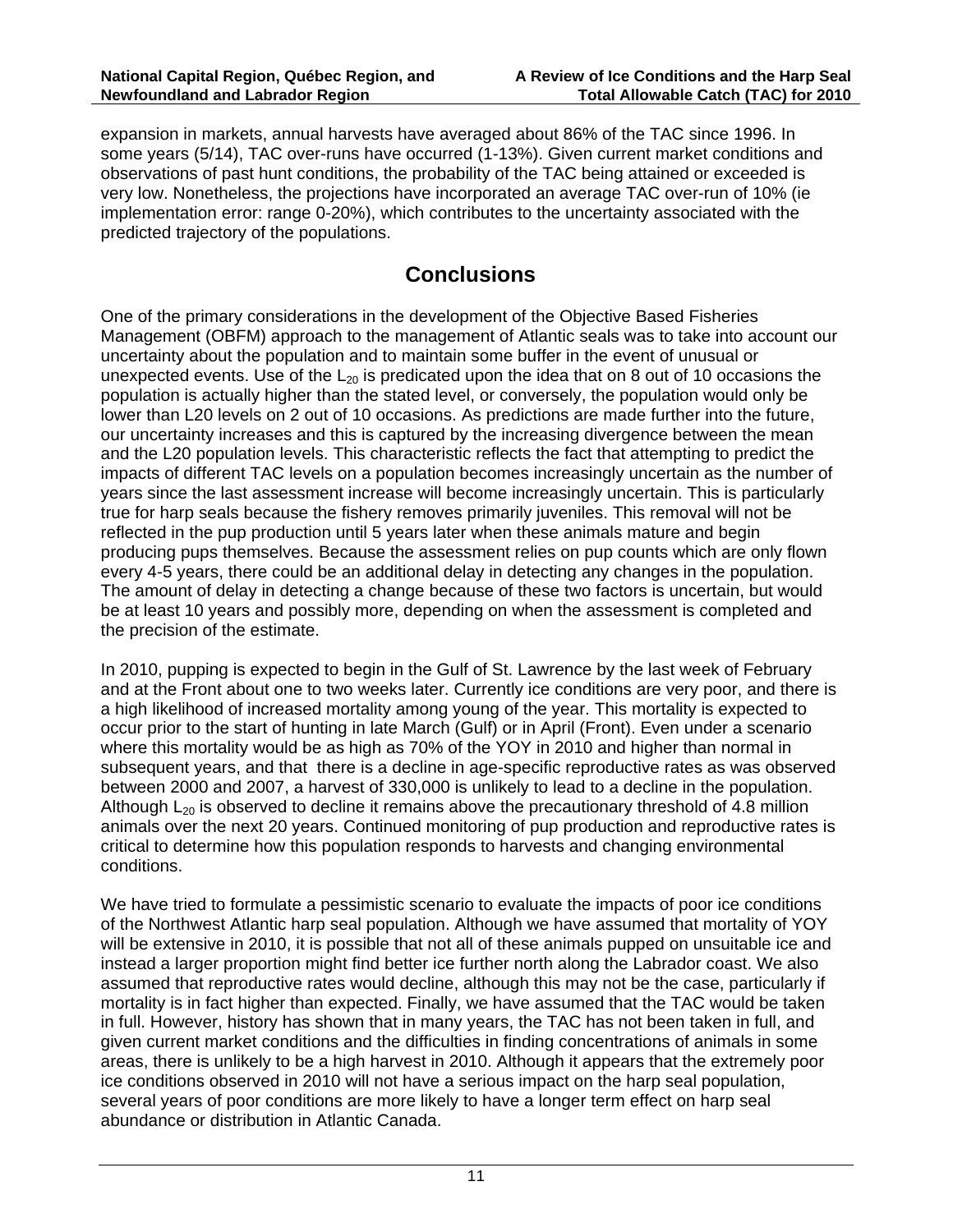expansion in markets, annual harvests have averaged about 86% of the TAC since 1996. In some years (5/14), TAC over-runs have occurred (1-13%). Given current market conditions and observations of past hunt conditions, the probability of the TAC being attained or exceeded is very low. Nonetheless, the projections have incorporated an average TAC over-run of 10% (ie implementation error: range 0-20%), which contributes to the uncertainty associated with the predicted trajectory of the populations.

## Conclusions

One of the primary considerations in the development of the Objective Based Fisheries Management (OBFM) approach to the management of Atlantic seals was to take into account our uncertainty about the population and to maintain some buffer in the event of unusual or unexpected events. Use of the $L_{20}$ is predicated upon the idea that on 8 out of 10 occasions the population is actually higher than the stated level, or conversely, the population would only be lower than L20 levels on 2 out of 10 occasions. As predictions are made further into the future, our uncertainty increases and this is captured by the increasing divergence between the mean and the L20 population levels. This characteristic reflects the fact that attempting to predict the impacts of different TAC levels on a population becomes increasingly uncertain as the number of years since the last assessment increase will become increasingly uncertain. This is particularly true for harp seals because the fishery removes primarily juveniles. This removal will not be reflected in the pup production until 5 years later when these animals mature and begin producing pups themselves. Because the assessment relies on pup counts which are only flown every 4-5 years, there could be an additional delay in detecting any changes in the population. The amount of delay in detecting a change because of these two factors is uncertain, but would be at least 10 years and possibly more, depending on when the assessment is completed and the precision of the estimate.

In 2010, pupping is expected to begin in the Gulf of St. Lawrence by the last week of February and at the Front about one to two weeks later. Currently ice conditions are very poor, and there is a high likelihood of increased mortality among young of the year. This mortality is expected to occur prior to the start of hunting in late March (Gulf) or in April (Front). Even under a scenario where this mortality would be as high as 70% of the YOY in 2010 and higher than normal in subsequent years, and that there is a decline in age-specific reproductive rates as was observed between 2000 and 2007, a harvest of 330,000 is unlikely to lead to a decline in the population. Although $L_{20}$ is observed to decline it remains above the precautionary threshold of 4.8 million animals over the next 20 years. Continued monitoring of pup production and reproductive rates is critical to determine how this population responds to harvests and changing environmental conditions.

We have tried to formulate a pessimistic scenario to evaluate the impacts of poor ice conditions of the Northwest Atlantic harp seal population. Although we have assumed that mortality of YOY will be extensive in 2010, it is possible that not all of these animals pupped on unsuitable ice and instead a larger proportion might find better ice further north along the Labrador coast. We also assumed that reproductive rates would decline, although this may not be the case, particularly if mortality is in fact higher than expected. Finally, we have assumed that the TAC would be taken in full. However, history has shown that in many years, the TAC has not been taken in full, and given current market conditions and the difficulties in finding concentrations of animals in some areas, there is unlikely to be a high harvest in 2010. Although it appears that the extremely poor ice conditions observed in 2010 will not have a serious impact on the harp seal population, several years of poor conditions are more likely to have a longer term effect on harp seal abundance or distribution in Atlantic Canada.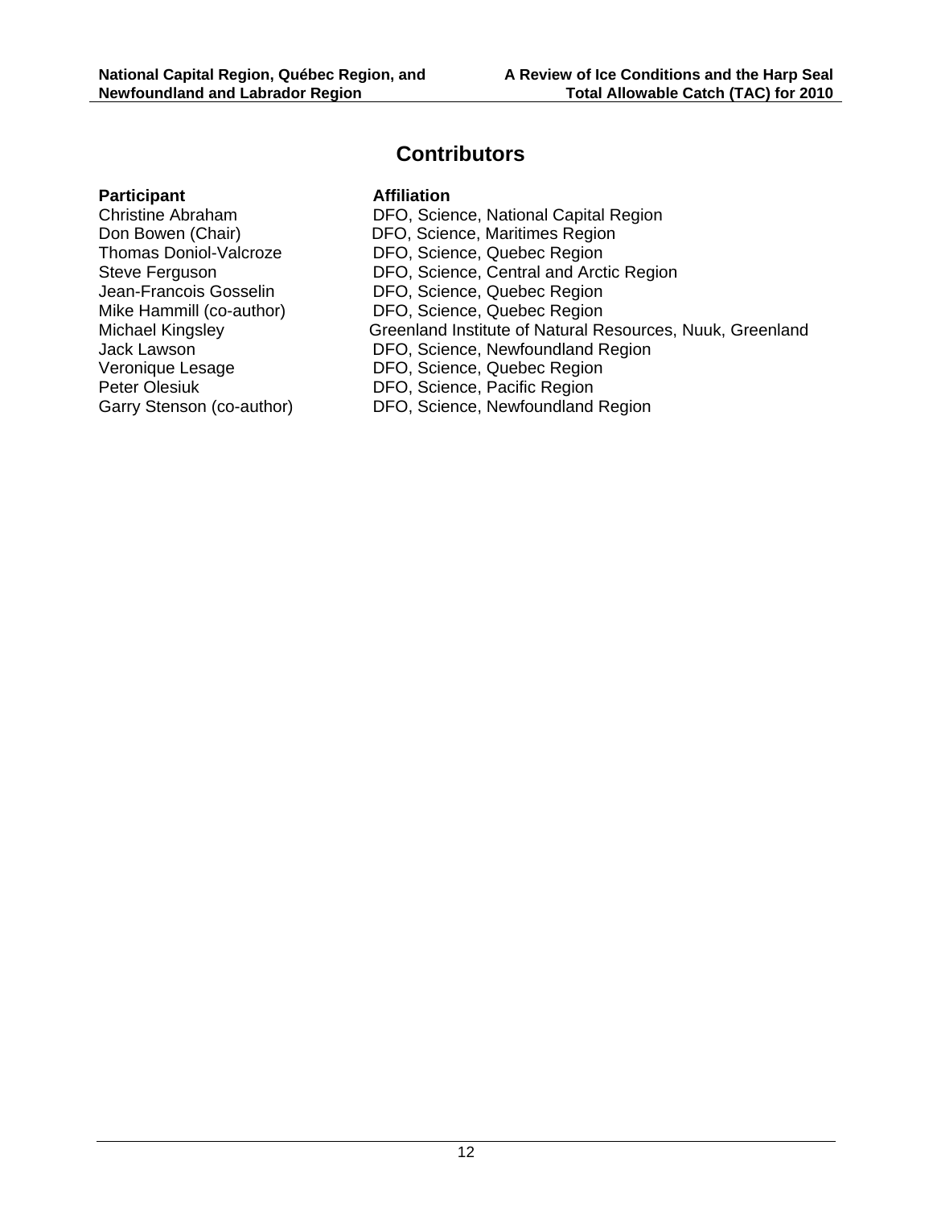## Contributors

| Participant | Affiliation |
| --- | --- |
| Christine Abraham | DFO, Science, National Capital Region |
| Don Bowen (Chair) | DFO, Science, Maritimes Region |
| Thomas Doniol-Valcroze | DFO, Science, Quebec Region |
| Steve Ferguson | DFO, Science, Central and Arctic Region |
| Jean-Francois Gosselin | DFO, Science, Quebec Region |
| Mike Hammill (co-author) | DFO, Science, Quebec Region |
| Michael Kingsley | Greenland Institute of Natural Resources, Nuuk, Greenland |
| Jack Lawson | DFO, Science, Newfoundland Region |
| Veronique Lesage | DFO, Science, Quebec Region |
| Peter Olesiuk | DFO, Science, Pacific Region |
| Garry Stenson (co-author) | DFO, Science, Newfoundland Region |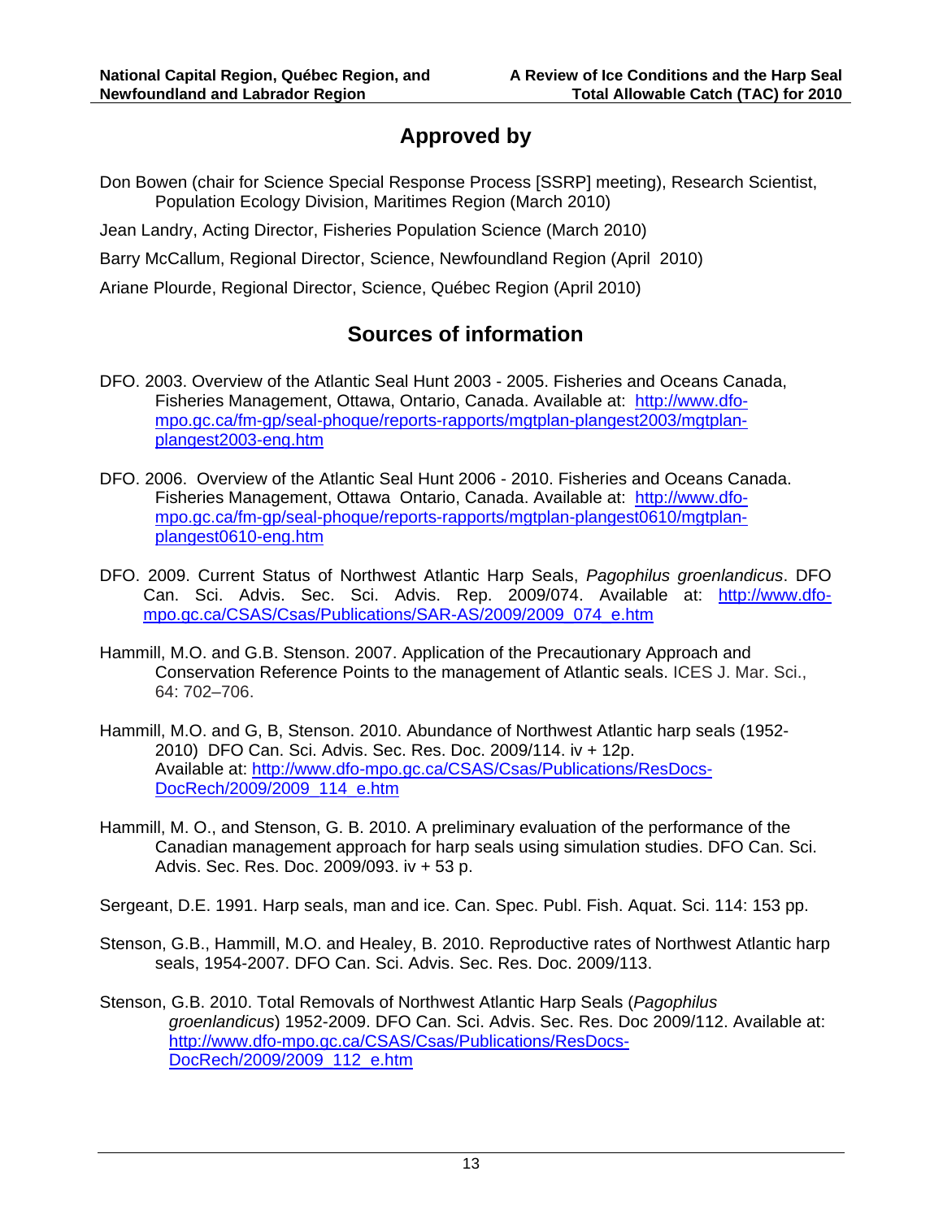## Approved by

Don Bowen (chair for Science Special Response Process [SSRP] meeting), Research Scientist, Population Ecology Division, Maritimes Region (March 2010)

Jean Landry, Acting Director, Fisheries Population Science (March 2010)

Barry McCallum, Regional Director, Science, Newfoundland Region (April 2010)

Ariane Plourde, Regional Director, Science, Québec Region (April 2010)

## Sources of information

DFO. 2003. Overview of the Atlantic Seal Hunt 2003 - 2005. Fisheries and Oceans Canada, Fisheries Management, Ottawa, Ontario, Canada. Available at: http://www.dfo-mpo.gc.ca/fm-gp/seal-phoque/reports-rapports/mgtplan-plangest2003/mgtplan-plangest2003-eng.htm

DFO. 2006. Overview of the Atlantic Seal Hunt 2006 - 2010. Fisheries and Oceans Canada. Fisheries Management, Ottawa Ontario, Canada. Available at: http://www.dfo-mpo.gc.ca/fm-gp/seal-phoque/reports-rapports/mgtplan-plangest0610/mgtplan-plangest0610-eng.htm

DFO. 2009. Current Status of Northwest Atlantic Harp Seals, *Pagophilus groenlandicus*. DFO Can. Sci. Advis. Sec. Sci. Advis. Rep. 2009/074. Available at: http://www.dfo-mpo.gc.ca/CSAS/Csas/Publications/SAR-AS/2009/2009_074_e.htm

Hammill, M.O. and G.B. Stenson. 2007. Application of the Precautionary Approach and Conservation Reference Points to the management of Atlantic seals. ICES J. Mar. Sci., 64: 702–706.

Hammill, M.O. and G, B, Stenson. 2010. Abundance of Northwest Atlantic harp seals (1952-2010) DFO Can. Sci. Advis. Sec. Res. Doc. 2009/114. iv + 12p. Available at: http://www.dfo-mpo.gc.ca/CSAS/Csas/Publications/ResDocs-DocRech/2009/2009_114_e.htm

Hammill, M. O., and Stenson, G. B. 2010. A preliminary evaluation of the performance of the Canadian management approach for harp seals using simulation studies. DFO Can. Sci. Advis. Sec. Res. Doc. 2009/093. iv + 53 p.

Sergeant, D.E. 1991. Harp seals, man and ice. Can. Spec. Publ. Fish. Aquat. Sci. 114: 153 pp.

Stenson, G.B., Hammill, M.O. and Healey, B. 2010. Reproductive rates of Northwest Atlantic harp seals, 1954-2007. DFO Can. Sci. Advis. Sec. Res. Doc. 2009/113.

Stenson, G.B. 2010. Total Removals of Northwest Atlantic Harp Seals (*Pagophilus groenlandicus*) 1952-2009. DFO Can. Sci. Advis. Sec. Res. Doc 2009/112. Available at: http://www.dfo-mpo.gc.ca/CSAS/Csas/Publications/ResDocs-DocRech/2009/2009_112_e.htm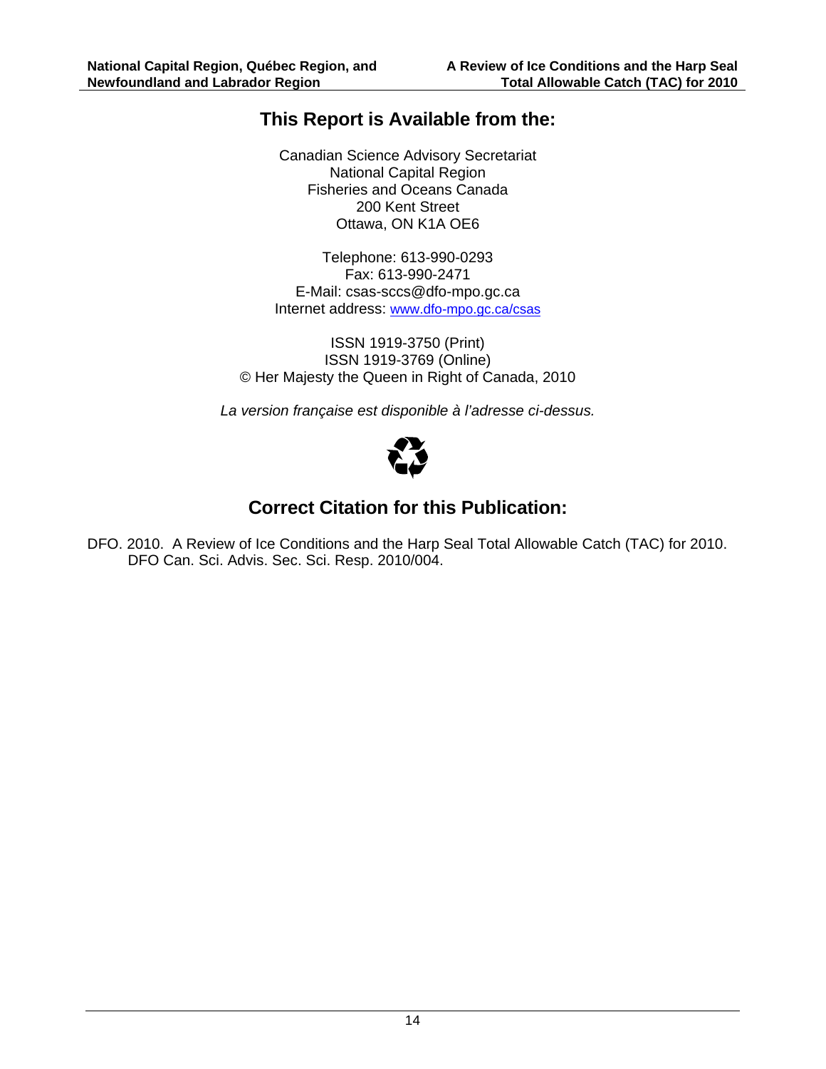## This Report is Available from the:

Canadian Science Advisory Secretariat
National Capital Region
Fisheries and Oceans Canada
200 Kent Street
Ottawa, ON K1A OE6

Telephone: 613-990-0293
Fax: 613-990-2471
E-Mail: csas-sccs@dfo-mpo.gc.ca
Internet address: www.dfo-mpo.gc.ca/csas

ISSN 1919-3750 (Print)
ISSN 1919-3769 (Online)
© Her Majesty the Queen in Right of Canada, 2010

*La version française est disponible à l'adresse ci-dessus.*

## Correct Citation for this Publication:

DFO. 2010. A Review of Ice Conditions and the Harp Seal Total Allowable Catch (TAC) for 2010. DFO Can. Sci. Advis. Sec. Sci. Resp. 2010/004.